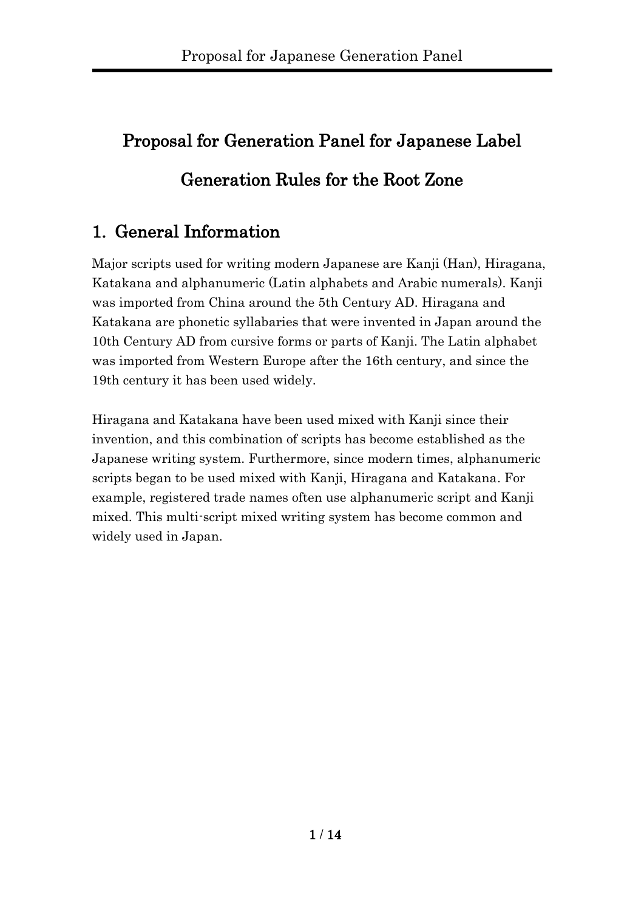# Proposal for Generation Panel for Japanese Label Generation Rules for the Root Zone

## 1. General Information

Major scripts used for writing modern Japanese are Kanji (Han), Hiragana, Katakana and alphanumeric (Latin alphabets and Arabic numerals). Kanji was imported from China around the 5th Century AD. Hiragana and Katakana are phonetic syllabaries that were invented in Japan around the 10th Century AD from cursive forms or parts of Kanji. The Latin alphabet was imported from Western Europe after the 16th century, and since the 19th century it has been used widely.

Hiragana and Katakana have been used mixed with Kanji since their invention, and this combination of scripts has become established as the Japanese writing system. Furthermore, since modern times, alphanumeric scripts began to be used mixed with Kanji, Hiragana and Katakana. For example, registered trade names often use alphanumeric script and Kanji mixed. This multi-script mixed writing system has become common and widely used in Japan.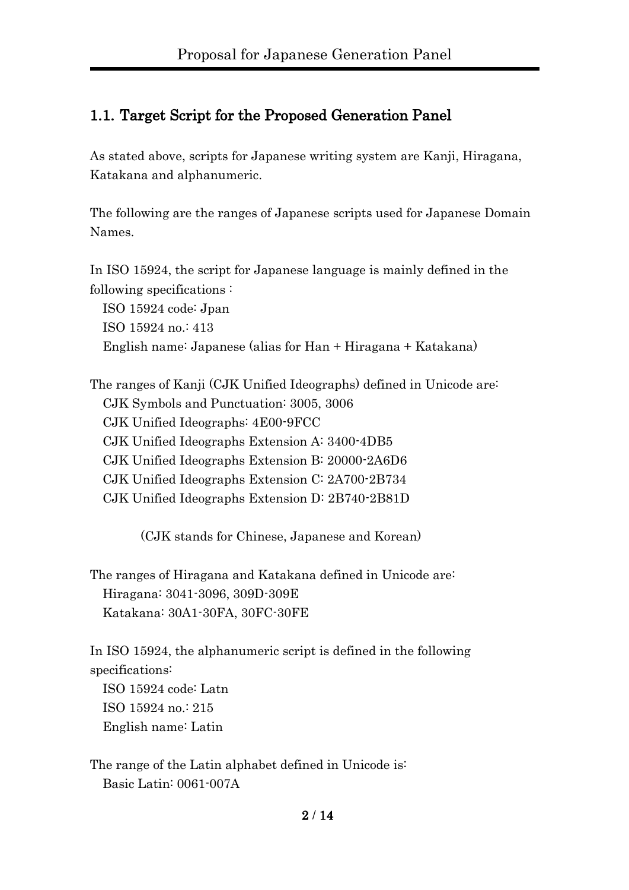## 1.1. Target Script for the Proposed Generation Panel

As stated above, scripts for Japanese writing system are Kanji, Hiragana, Katakana and alphanumeric.

The following are the ranges of Japanese scripts used for Japanese Domain Names.

In ISO 15924, the script for Japanese language is mainly defined in the following specifications :

ISO 15924 code: Jpan  
ISO 15924 no.: 413  
English name: Japanese (alias for Han + Hiragana + Katakana)

The ranges of Kanji (CJK Unified Ideographs) defined in Unicode are:

CJK Symbols and Punctuation: 3005, 3006  
CJK Unified Ideographs: 4E00-9FCC  
CJK Unified Ideographs Extension A: 3400-4DB5  
CJK Unified Ideographs Extension B: 20000-2A6D6  
CJK Unified Ideographs Extension C: 2A700-2B734  
CJK Unified Ideographs Extension D: 2B740-2B81D

(CJK stands for Chinese, Japanese and Korean)

The ranges of Hiragana and Katakana defined in Unicode are:

Hiragana: 3041-3096, 309D-309E  
Katakana: 30A1-30FA, 30FC-30FE

In ISO 15924, the alphanumeric script is defined in the following specifications:

ISO 15924 code: Latn  
ISO 15924 no.: 215  
English name: Latin

The range of the Latin alphabet defined in Unicode is:

Basic Latin: 0061-007A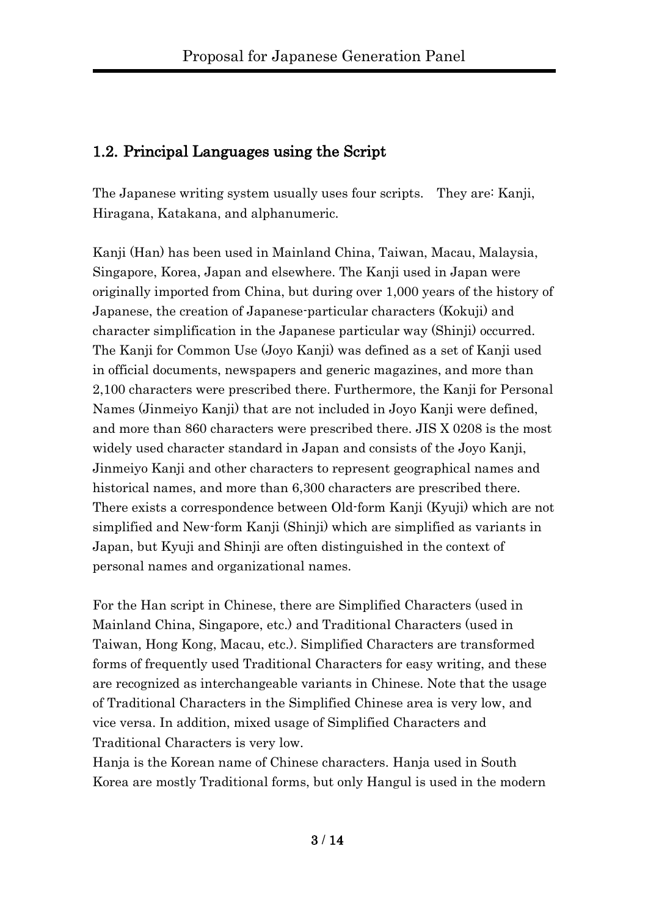## 1.2. Principal Languages using the Script

The Japanese writing system usually uses four scripts.　They are: Kanji, Hiragana, Katakana, and alphanumeric.

Kanji (Han) has been used in Mainland China, Taiwan, Macau, Malaysia, Singapore, Korea, Japan and elsewhere. The Kanji used in Japan were originally imported from China, but during over 1,000 years of the history of Japanese, the creation of Japanese-particular characters (Kokuji) and character simplification in the Japanese particular way (Shinji) occurred. The Kanji for Common Use (Joyo Kanji) was defined as a set of Kanji used in official documents, newspapers and generic magazines, and more than 2,100 characters were prescribed there. Furthermore, the Kanji for Personal Names (Jinmeiyo Kanji) that are not included in Joyo Kanji were defined, and more than 860 characters were prescribed there. JIS X 0208 is the most widely used character standard in Japan and consists of the Joyo Kanji, Jinmeiyo Kanji and other characters to represent geographical names and historical names, and more than 6,300 characters are prescribed there. There exists a correspondence between Old-form Kanji (Kyuji) which are not simplified and New-form Kanji (Shinji) which are simplified as variants in Japan, but Kyuji and Shinji are often distinguished in the context of personal names and organizational names.

For the Han script in Chinese, there are Simplified Characters (used in Mainland China, Singapore, etc.) and Traditional Characters (used in Taiwan, Hong Kong, Macau, etc.). Simplified Characters are transformed forms of frequently used Traditional Characters for easy writing, and these are recognized as interchangeable variants in Chinese. Note that the usage of Traditional Characters in the Simplified Chinese area is very low, and vice versa. In addition, mixed usage of Simplified Characters and Traditional Characters is very low.

Hanja is the Korean name of Chinese characters. Hanja used in South Korea are mostly Traditional forms, but only Hangul is used in the modern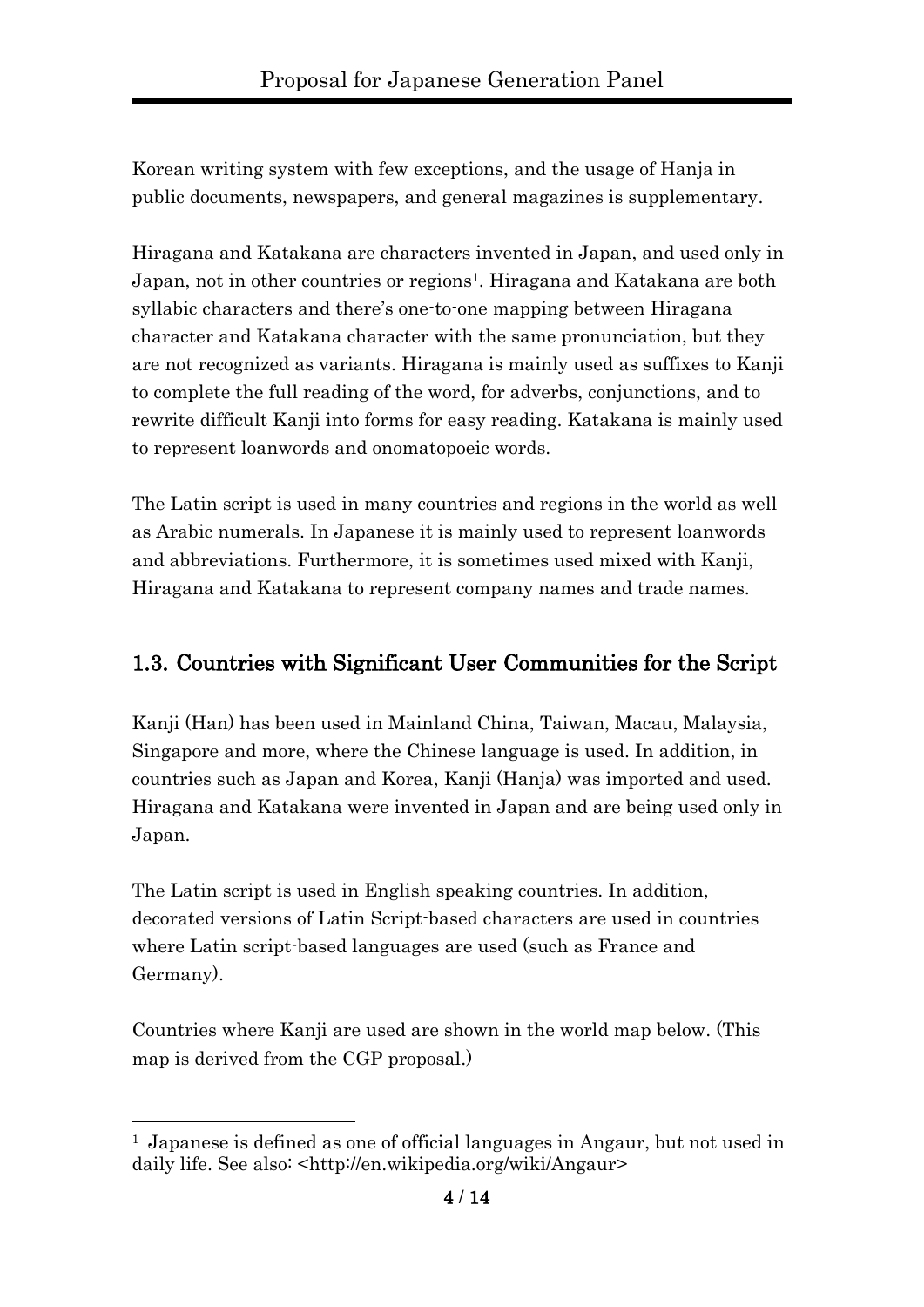Korean writing system with few exceptions, and the usage of Hanja in public documents, newspapers, and general magazines is supplementary.

Hiragana and Katakana are characters invented in Japan, and used only in Japan, not in other countries or regions[1]. Hiragana and Katakana are both syllabic characters and there's one-to-one mapping between Hiragana character and Katakana character with the same pronunciation, but they are not recognized as variants. Hiragana is mainly used as suffixes to Kanji to complete the full reading of the word, for adverbs, conjunctions, and to rewrite difficult Kanji into forms for easy reading. Katakana is mainly used to represent loanwords and onomatopoeic words.

The Latin script is used in many countries and regions in the world as well as Arabic numerals. In Japanese it is mainly used to represent loanwords and abbreviations. Furthermore, it is sometimes used mixed with Kanji, Hiragana and Katakana to represent company names and trade names.

## 1.3. Countries with Significant User Communities for the Script

Kanji (Han) has been used in Mainland China, Taiwan, Macau, Malaysia, Singapore and more, where the Chinese language is used. In addition, in countries such as Japan and Korea, Kanji (Hanja) was imported and used. Hiragana and Katakana were invented in Japan and are being used only in Japan.

The Latin script is used in English speaking countries. In addition, decorated versions of Latin Script-based characters are used in countries where Latin script-based languages are used (such as France and Germany).

Countries where Kanji are used are shown in the world map below. (This map is derived from the CGP proposal.)

---

[1] Japanese is defined as one of official languages in Angaur, but not used in daily life. See also: <http://en.wikipedia.org/wiki/Angaur>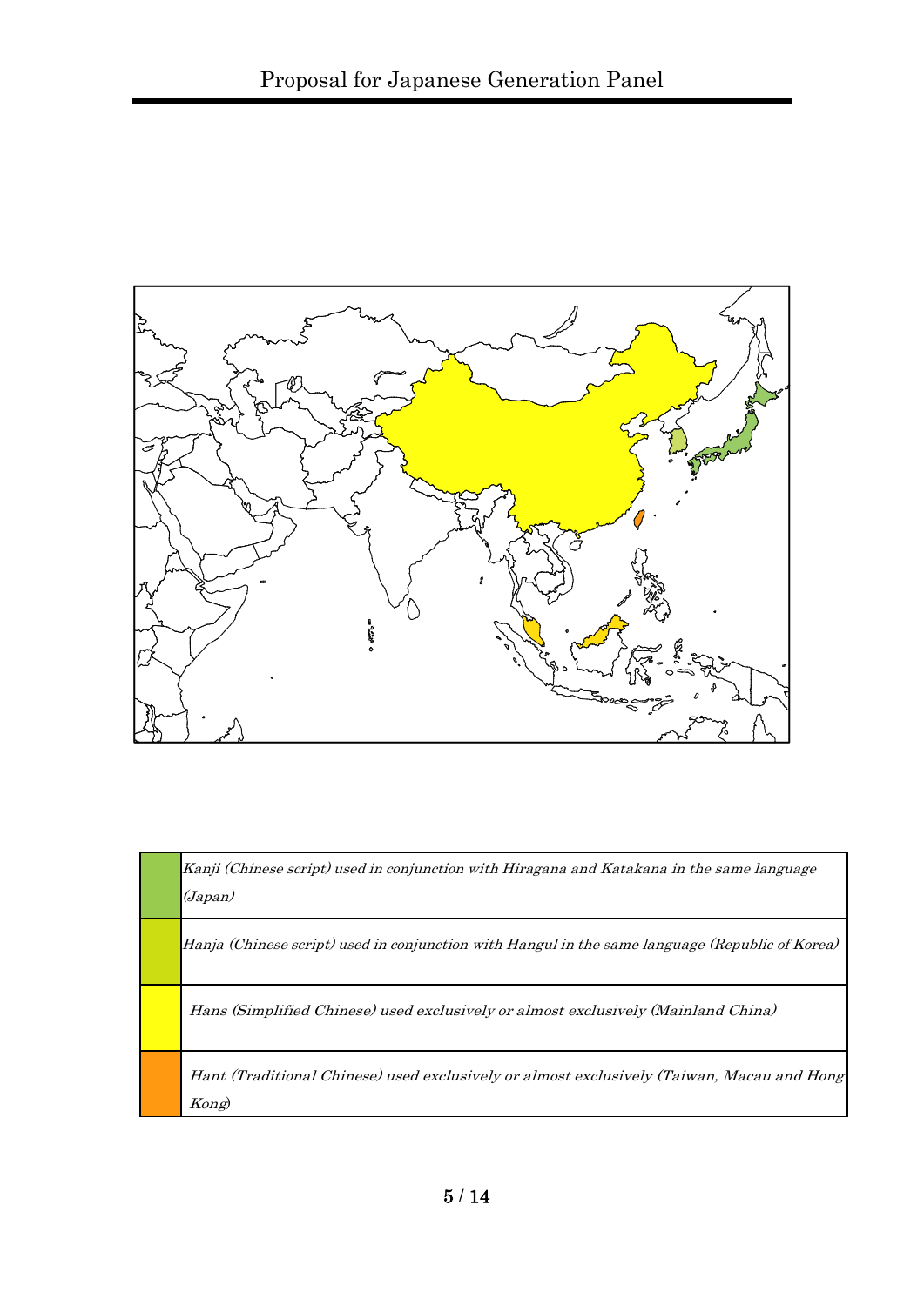| | |
|---|---|
| | *Kanji (Chinese script) used in conjunction with Hiragana and Katakana in the same language (Japan)* |
| | *Hanja (Chinese script) used in conjunction with Hangul in the same language (Republic of Korea)* |
| | *Hans (Simplified Chinese) used exclusively or almost exclusively (Mainland China)* |
| | *Hant (Traditional Chinese) used exclusively or almost exclusively (Taiwan, Macau and Hong Kong)* |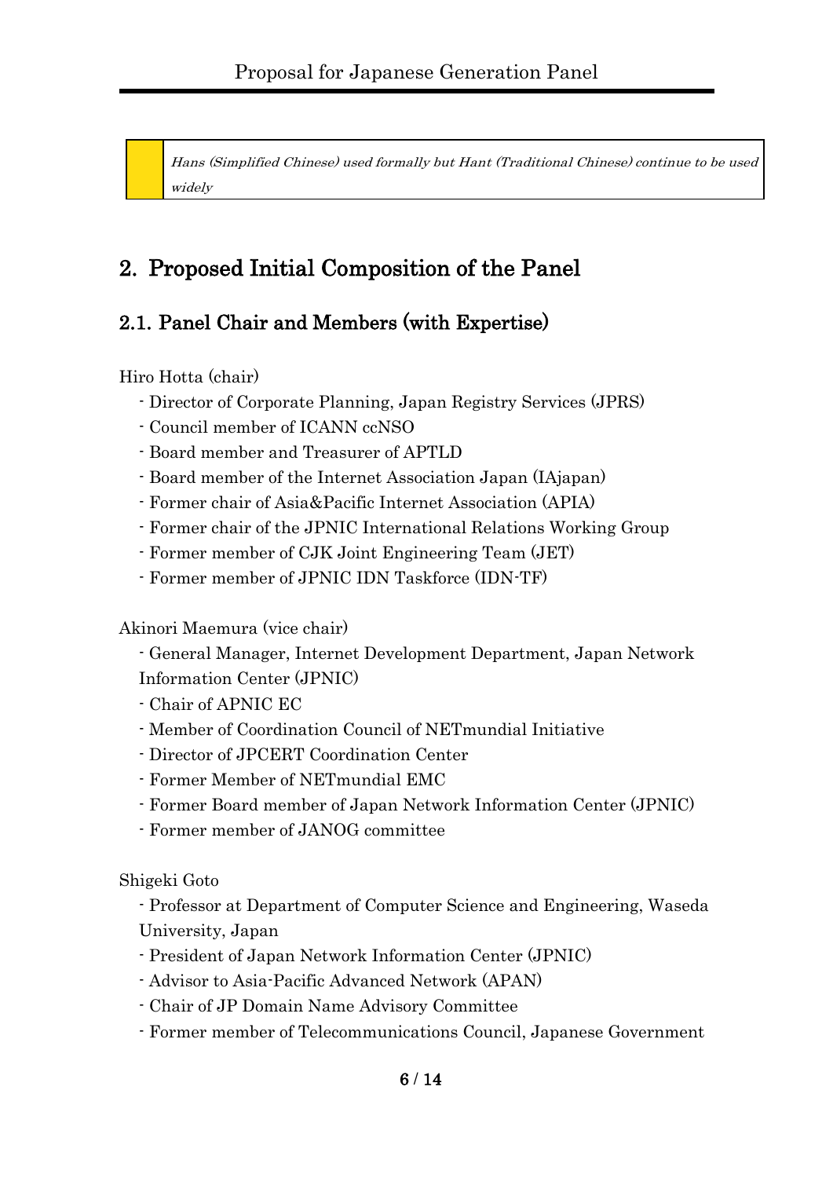| | *Hans (Simplified Chinese) used formally but Hant (Traditional Chinese) continue to be used widely* |
|---|---|

## 2. Proposed Initial Composition of the Panel

### 2.1. Panel Chair and Members (with Expertise)

Hiro Hotta (chair)

- Director of Corporate Planning, Japan Registry Services (JPRS)
- Council member of ICANN ccNSO
- Board member and Treasurer of APTLD
- Board member of the Internet Association Japan (IAjapan)
- Former chair of Asia&Pacific Internet Association (APIA)
- Former chair of the JPNIC International Relations Working Group
- Former member of CJK Joint Engineering Team (JET)
- Former member of JPNIC IDN Taskforce (IDN-TF)

Akinori Maemura (vice chair)

- General Manager, Internet Development Department, Japan Network Information Center (JPNIC)
- Chair of APNIC EC
- Member of Coordination Council of NETmundial Initiative
- Director of JPCERT Coordination Center
- Former Member of NETmundial EMC
- Former Board member of Japan Network Information Center (JPNIC)
- Former member of JANOG committee

Shigeki Goto

- Professor at Department of Computer Science and Engineering, Waseda University, Japan
- President of Japan Network Information Center (JPNIC)
- Advisor to Asia-Pacific Advanced Network (APAN)
- Chair of JP Domain Name Advisory Committee
- Former member of Telecommunications Council, Japanese Government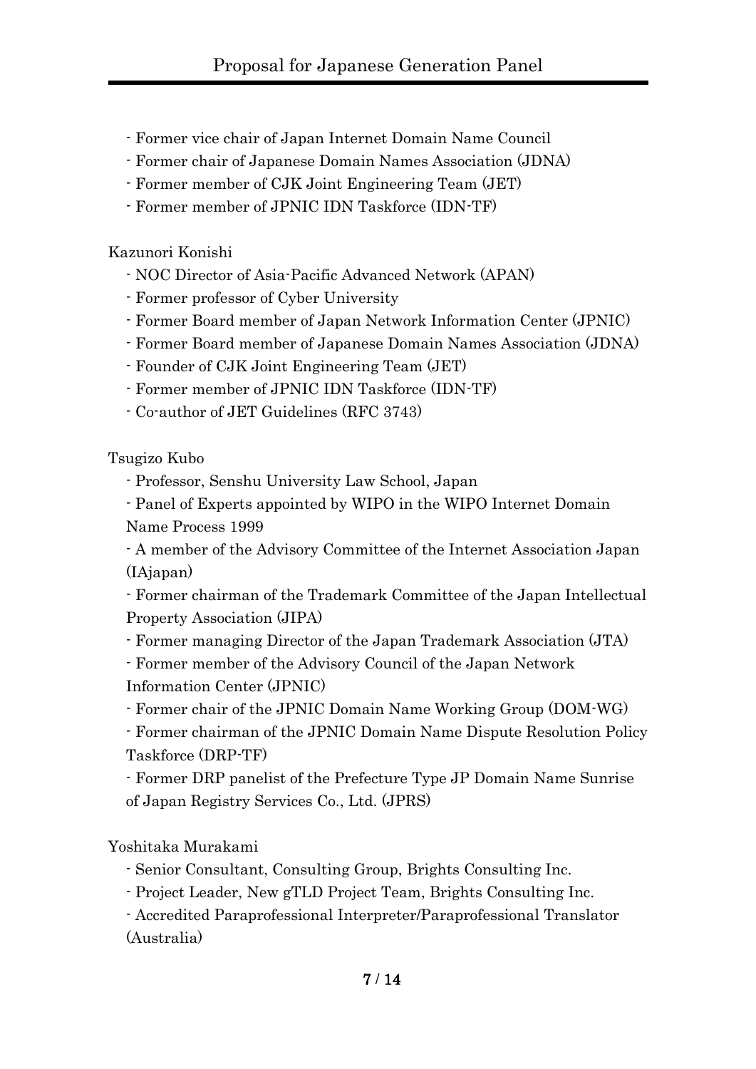- Former vice chair of Japan Internet Domain Name Council
- Former chair of Japanese Domain Names Association (JDNA)
- Former member of CJK Joint Engineering Team (JET)
- Former member of JPNIC IDN Taskforce (IDN-TF)

Kazunori Konishi

- NOC Director of Asia-Pacific Advanced Network (APAN)
- Former professor of Cyber University
- Former Board member of Japan Network Information Center (JPNIC)
- Former Board member of Japanese Domain Names Association (JDNA)
- Founder of CJK Joint Engineering Team (JET)
- Former member of JPNIC IDN Taskforce (IDN-TF)
- Co-author of JET Guidelines (RFC 3743)

Tsugizo Kubo

- Professor, Senshu University Law School, Japan
- Panel of Experts appointed by WIPO in the WIPO Internet Domain Name Process 1999
- A member of the Advisory Committee of the Internet Association Japan (IAjapan)
- Former chairman of the Trademark Committee of the Japan Intellectual Property Association (JIPA)
- Former managing Director of the Japan Trademark Association (JTA)
- Former member of the Advisory Council of the Japan Network Information Center (JPNIC)
- Former chair of the JPNIC Domain Name Working Group (DOM-WG)
- Former chairman of the JPNIC Domain Name Dispute Resolution Policy Taskforce (DRP-TF)
- Former DRP panelist of the Prefecture Type JP Domain Name Sunrise of Japan Registry Services Co., Ltd. (JPRS)

Yoshitaka Murakami

- Senior Consultant, Consulting Group, Brights Consulting Inc.
- Project Leader, New gTLD Project Team, Brights Consulting Inc.
- Accredited Paraprofessional Interpreter/Paraprofessional Translator (Australia)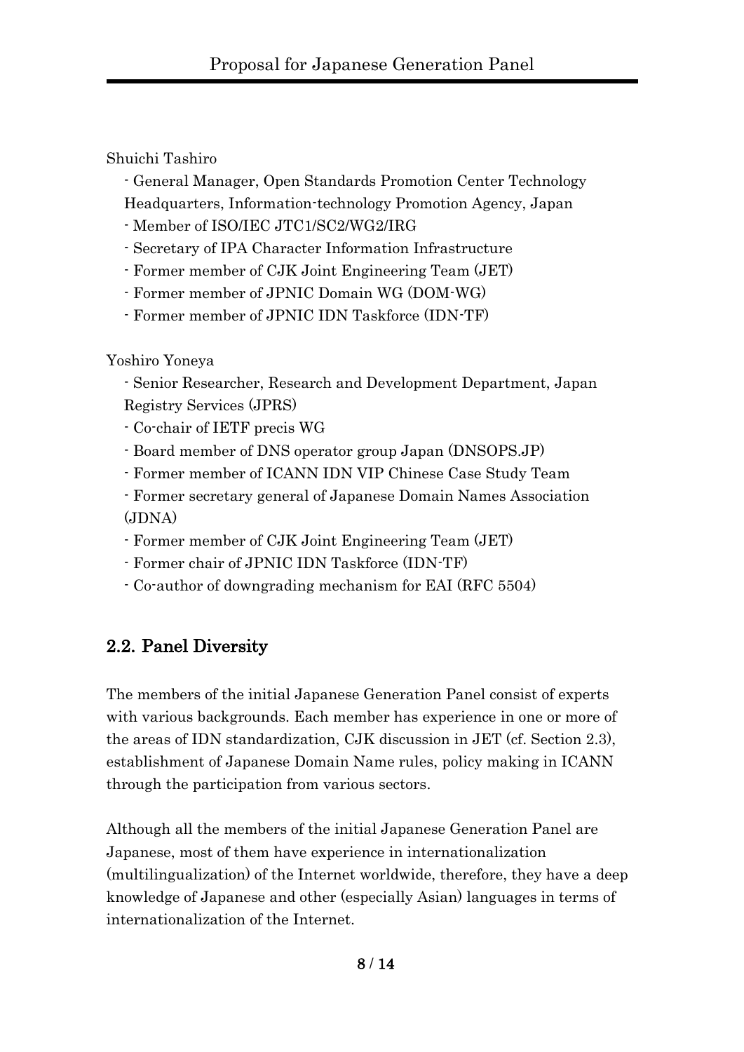Shuichi Tashiro

- General Manager, Open Standards Promotion Center Technology Headquarters, Information-technology Promotion Agency, Japan
- Member of ISO/IEC JTC1/SC2/WG2/IRG
- Secretary of IPA Character Information Infrastructure
- Former member of CJK Joint Engineering Team (JET)
- Former member of JPNIC Domain WG (DOM-WG)
- Former member of JPNIC IDN Taskforce (IDN-TF)

Yoshiro Yoneya

- Senior Researcher, Research and Development Department, Japan Registry Services (JPRS)
- Co-chair of IETF precis WG
- Board member of DNS operator group Japan (DNSOPS.JP)
- Former member of ICANN IDN VIP Chinese Case Study Team
- Former secretary general of Japanese Domain Names Association (JDNA)
- Former member of CJK Joint Engineering Team (JET)
- Former chair of JPNIC IDN Taskforce (IDN-TF)
- Co-author of downgrading mechanism for EAI (RFC 5504)

## 2.2. Panel Diversity

The members of the initial Japanese Generation Panel consist of experts with various backgrounds. Each member has experience in one or more of the areas of IDN standardization, CJK discussion in JET (cf. Section 2.3), establishment of Japanese Domain Name rules, policy making in ICANN through the participation from various sectors.

Although all the members of the initial Japanese Generation Panel are Japanese, most of them have experience in internationalization (multilingualization) of the Internet worldwide, therefore, they have a deep knowledge of Japanese and other (especially Asian) languages in terms of internationalization of the Internet.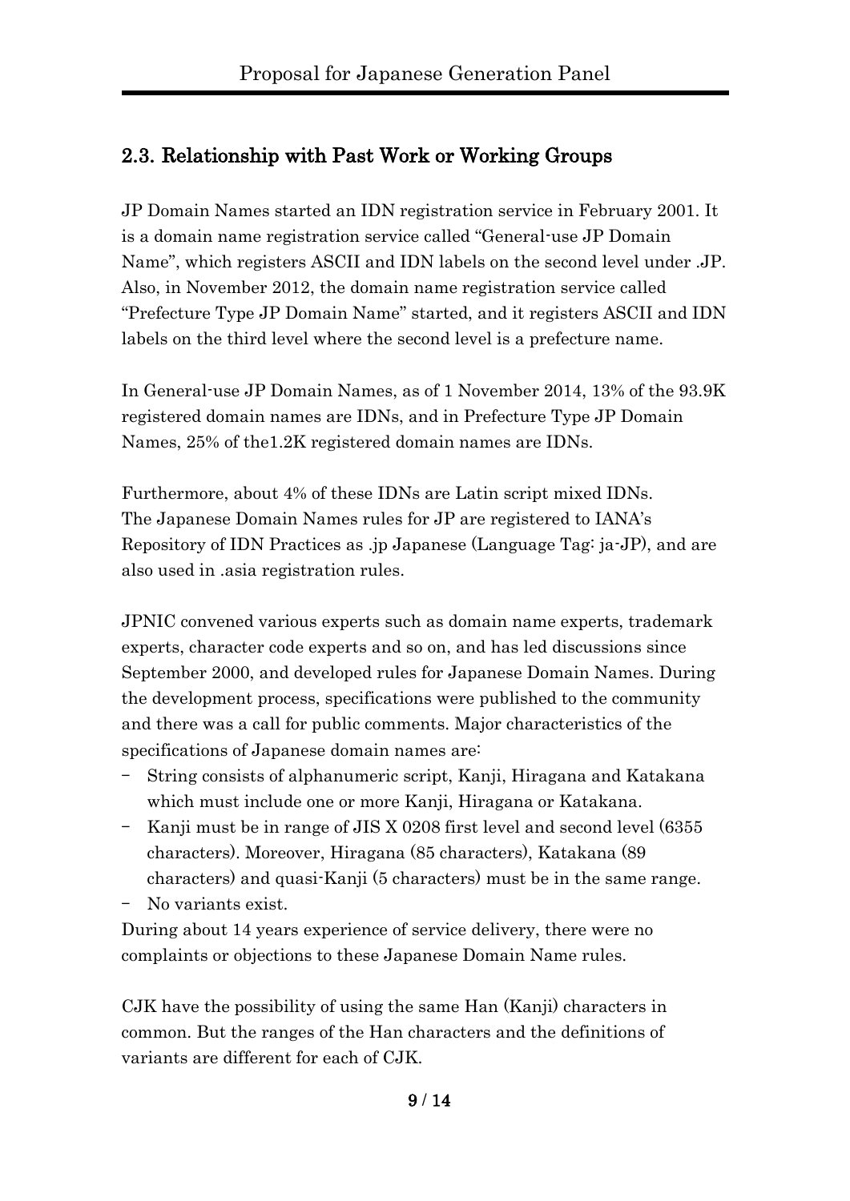## 2.3. Relationship with Past Work or Working Groups

JP Domain Names started an IDN registration service in February 2001. It is a domain name registration service called "General-use JP Domain Name", which registers ASCII and IDN labels on the second level under .JP. Also, in November 2012, the domain name registration service called "Prefecture Type JP Domain Name" started, and it registers ASCII and IDN labels on the third level where the second level is a prefecture name.

In General-use JP Domain Names, as of 1 November 2014, 13% of the 93.9K registered domain names are IDNs, and in Prefecture Type JP Domain Names, 25% of the1.2K registered domain names are IDNs.

Furthermore, about 4% of these IDNs are Latin script mixed IDNs. The Japanese Domain Names rules for JP are registered to IANA's Repository of IDN Practices as .jp Japanese (Language Tag: ja-JP), and are also used in .asia registration rules.

JPNIC convened various experts such as domain name experts, trademark experts, character code experts and so on, and has led discussions since September 2000, and developed rules for Japanese Domain Names. During the development process, specifications were published to the community and there was a call for public comments. Major characteristics of the specifications of Japanese domain names are:

- String consists of alphanumeric script, Kanji, Hiragana and Katakana which must include one or more Kanji, Hiragana or Katakana.
- Kanji must be in range of JIS X 0208 first level and second level (6355 characters). Moreover, Hiragana (85 characters), Katakana (89 characters) and quasi-Kanji (5 characters) must be in the same range.
- No variants exist.

During about 14 years experience of service delivery, there were no complaints or objections to these Japanese Domain Name rules.

CJK have the possibility of using the same Han (Kanji) characters in common. But the ranges of the Han characters and the definitions of variants are different for each of CJK.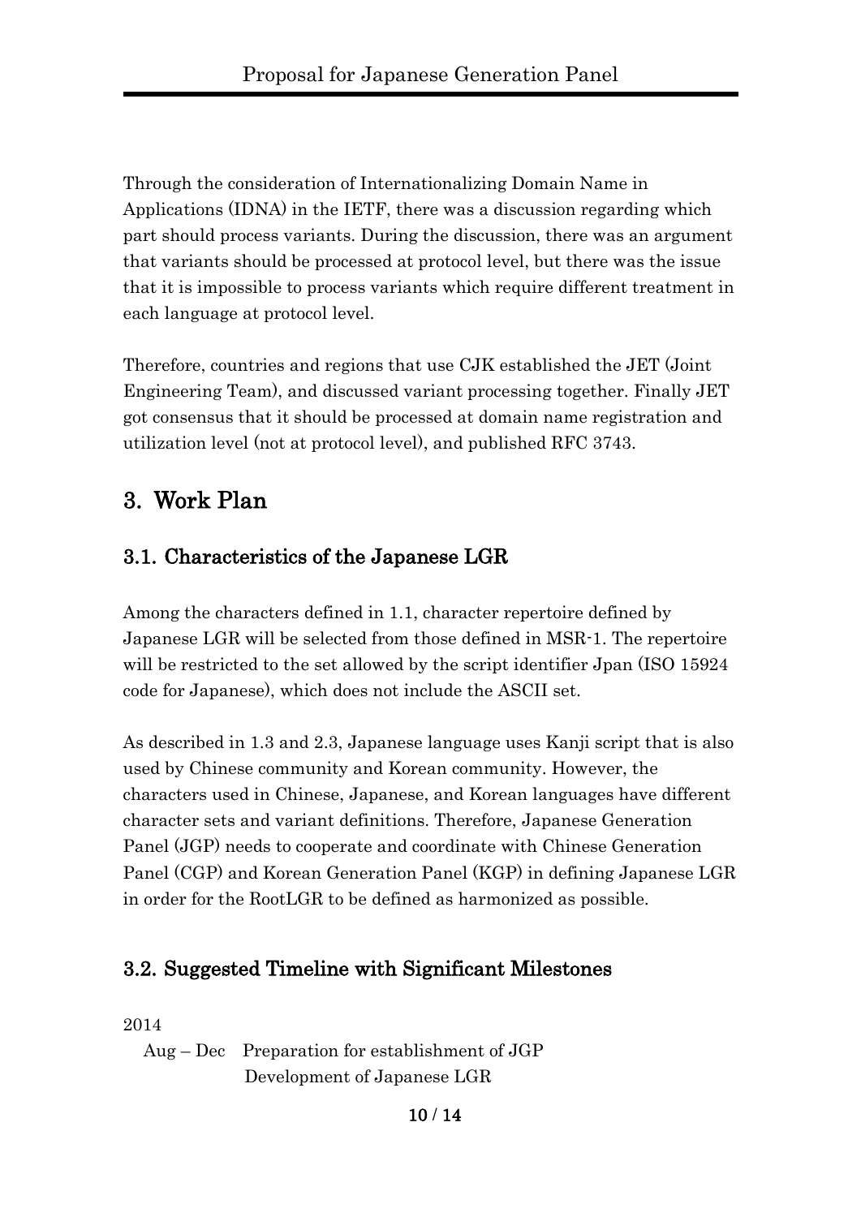Through the consideration of Internationalizing Domain Name in Applications (IDNA) in the IETF, there was a discussion regarding which part should process variants. During the discussion, there was an argument that variants should be processed at protocol level, but there was the issue that it is impossible to process variants which require different treatment in each language at protocol level.

Therefore, countries and regions that use CJK established the JET (Joint Engineering Team), and discussed variant processing together. Finally JET got consensus that it should be processed at domain name registration and utilization level (not at protocol level), and published RFC 3743.

# 3. Work Plan

## 3.1. Characteristics of the Japanese LGR

Among the characters defined in 1.1, character repertoire defined by Japanese LGR will be selected from those defined in MSR-1. The repertoire will be restricted to the set allowed by the script identifier Jpan (ISO 15924 code for Japanese), which does not include the ASCII set.

As described in 1.3 and 2.3, Japanese language uses Kanji script that is also used by Chinese community and Korean community. However, the characters used in Chinese, Japanese, and Korean languages have different character sets and variant definitions. Therefore, Japanese Generation Panel (JGP) needs to cooperate and coordinate with Chinese Generation Panel (CGP) and Korean Generation Panel (KGP) in defining Japanese LGR in order for the RootLGR to be defined as harmonized as possible.

## 3.2. Suggested Timeline with Significant Milestones

2014

Aug – Dec Preparation for establishment of JGP
Development of Japanese LGR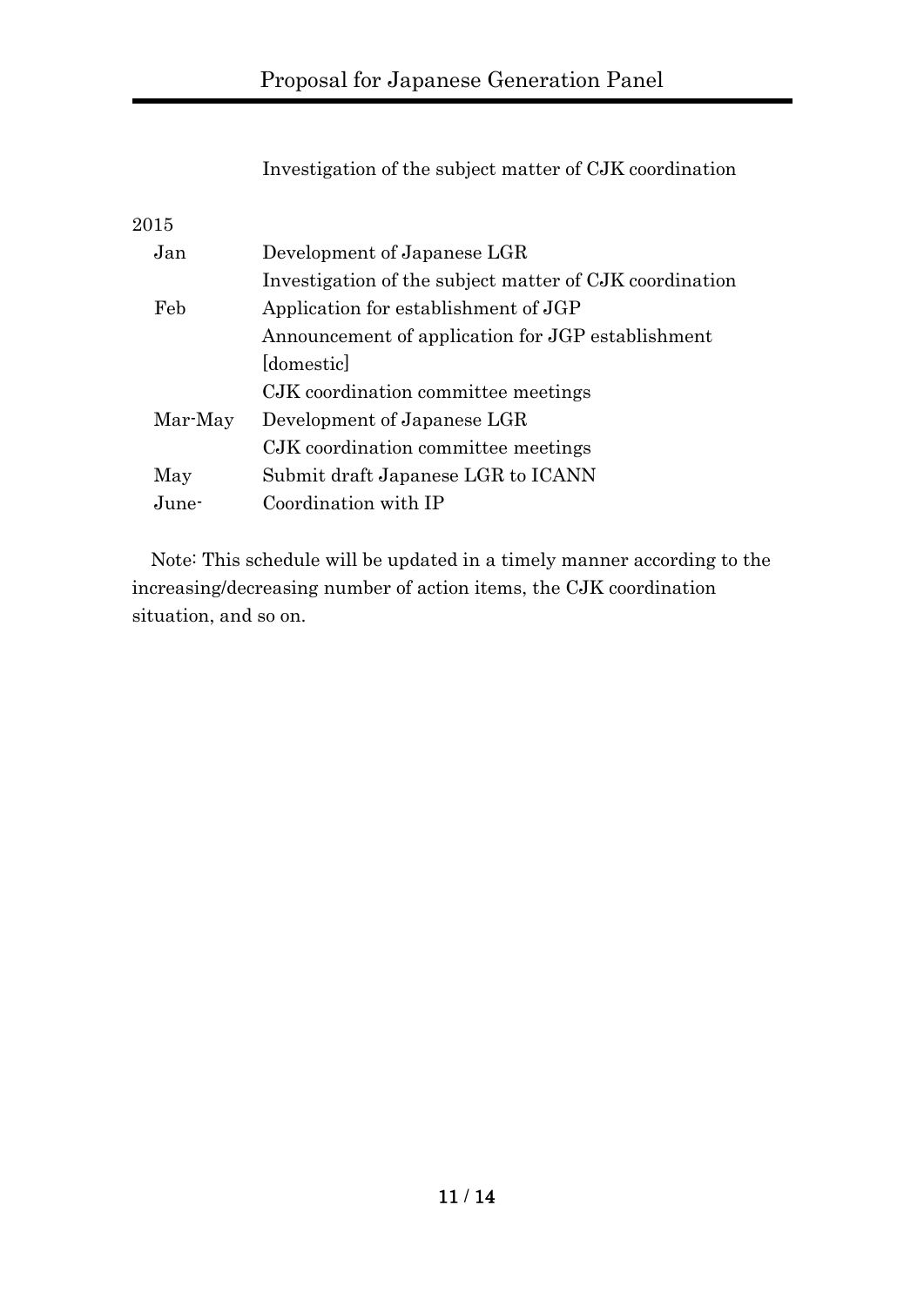| | |
|---|---|
| | Investigation of the subject matter of CJK coordination |
| 2015 | |
| Jan | Development of Japanese LGR |
| | Investigation of the subject matter of CJK coordination |
| Feb | Application for establishment of JGP |
| | Announcement of application for JGP establishment [domestic] |
| | CJK coordination committee meetings |
| Mar-May | Development of Japanese LGR |
| | CJK coordination committee meetings |
| May | Submit draft Japanese LGR to ICANN |
| June- | Coordination with IP |

Note: This schedule will be updated in a timely manner according to the increasing/decreasing number of action items, the CJK coordination situation, and so on.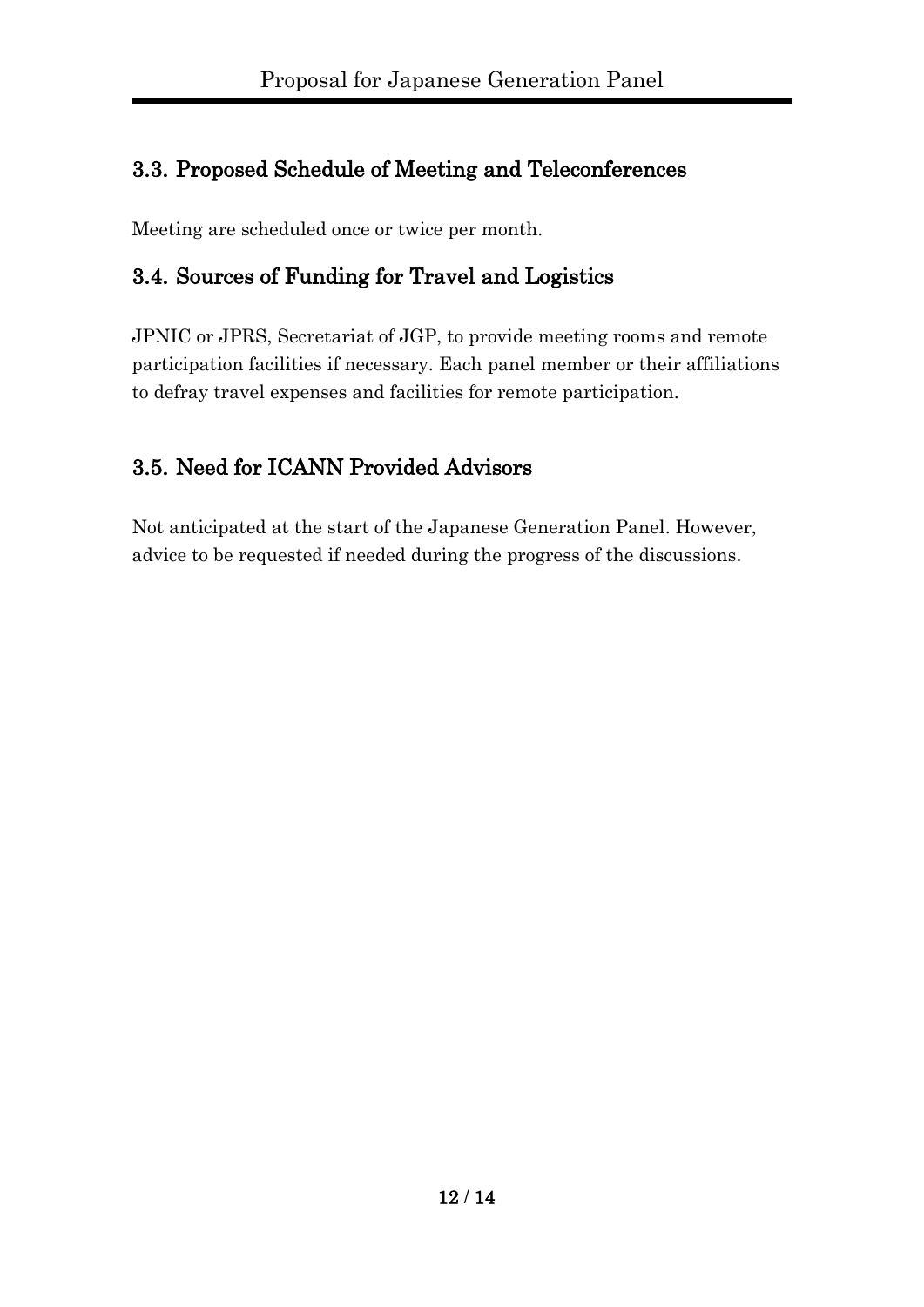## 3.3. Proposed Schedule of Meeting and Teleconferences

Meeting are scheduled once or twice per month.

## 3.4. Sources of Funding for Travel and Logistics

JPNIC or JPRS, Secretariat of JGP, to provide meeting rooms and remote participation facilities if necessary. Each panel member or their affiliations to defray travel expenses and facilities for remote participation.

## 3.5. Need for ICANN Provided Advisors

Not anticipated at the start of the Japanese Generation Panel. However, advice to be requested if needed during the progress of the discussions.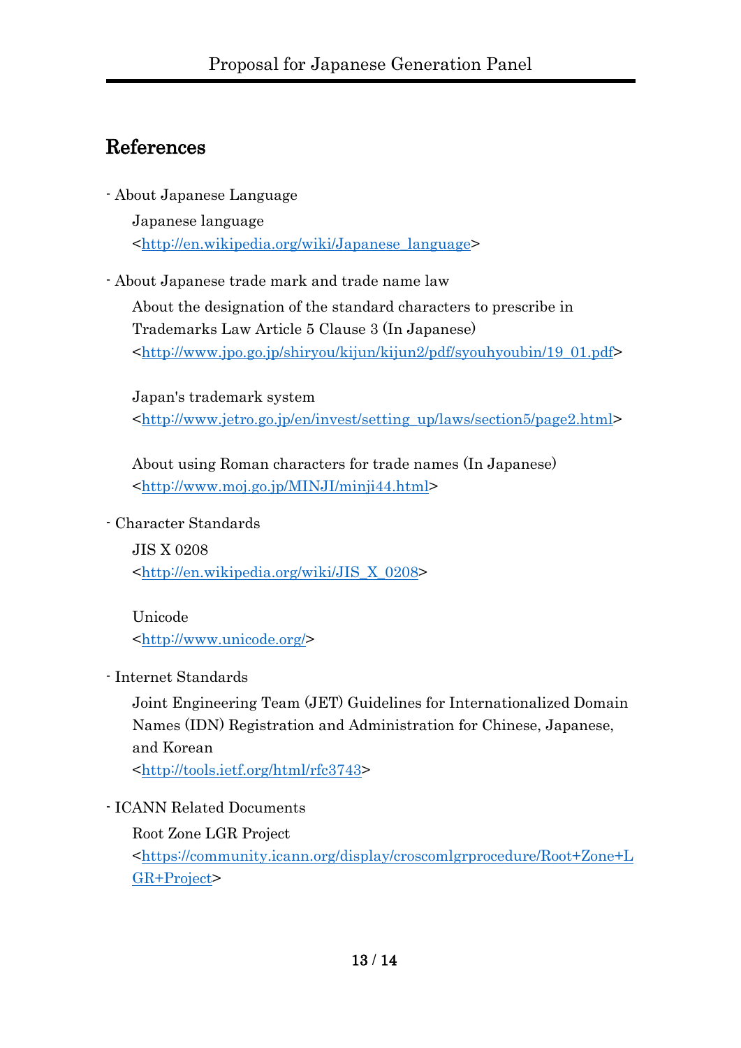## References

- About Japanese Language

  Japanese language
  <http://en.wikipedia.org/wiki/Japanese_language>

- About Japanese trade mark and trade name law

  About the designation of the standard characters to prescribe in Trademarks Law Article 5 Clause 3 (In Japanese)
  <http://www.jpo.go.jp/shiryou/kijun/kijun2/pdf/syouhyoubin/19_01.pdf>

  Japan's trademark system
  <http://www.jetro.go.jp/en/invest/setting_up/laws/section5/page2.html>

  About using Roman characters for trade names (In Japanese)
  <http://www.moj.go.jp/MINJI/minji44.html>

- Character Standards

  JIS X 0208
  <http://en.wikipedia.org/wiki/JIS_X_0208>

  Unicode
  <http://www.unicode.org/>

- Internet Standards

  Joint Engineering Team (JET) Guidelines for Internationalized Domain Names (IDN) Registration and Administration for Chinese, Japanese, and Korean
  <http://tools.ietf.org/html/rfc3743>

- ICANN Related Documents

  Root Zone LGR Project
  <https://community.icann.org/display/croscomlgrprocedure/Root+Zone+LGR+Project>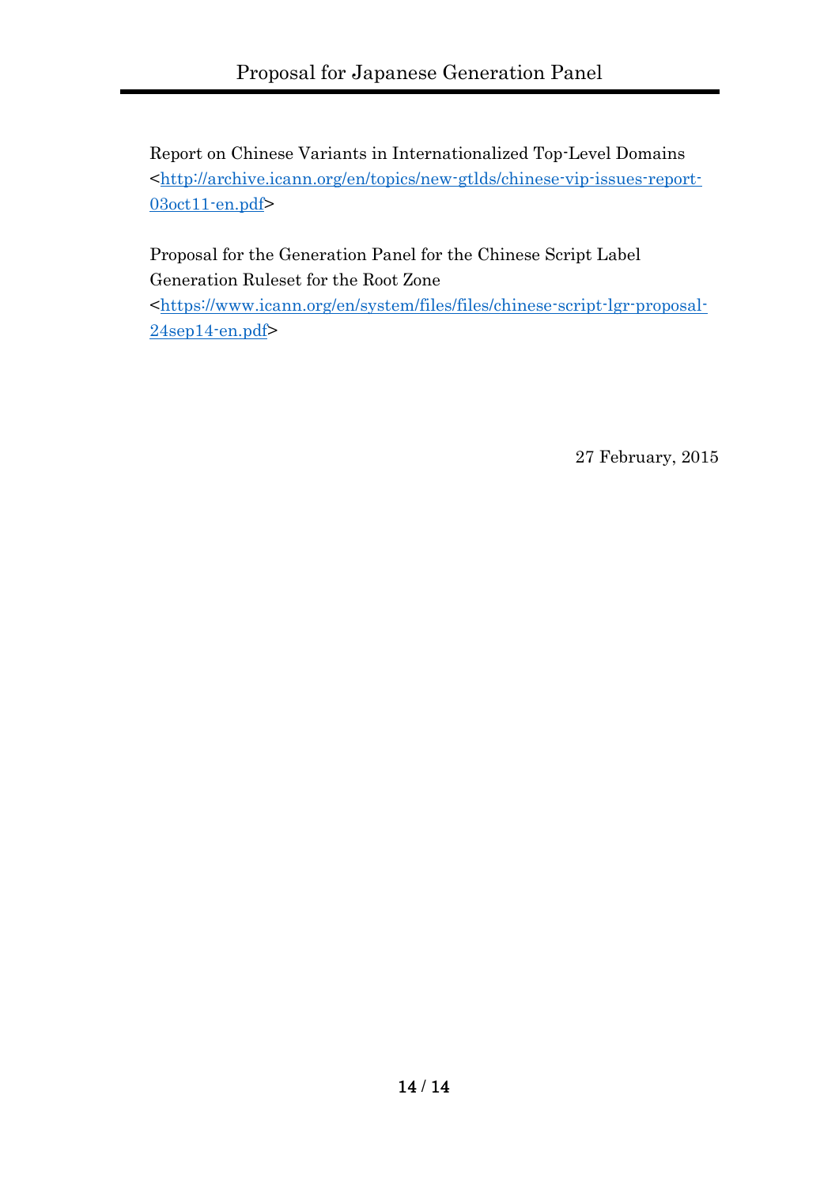Report on Chinese Variants in Internationalized Top-Level Domains
<http://archive.icann.org/en/topics/new-gtlds/chinese-vip-issues-report-03oct11-en.pdf>

Proposal for the Generation Panel for the Chinese Script Label Generation Ruleset for the Root Zone
<https://www.icann.org/en/system/files/files/chinese-script-lgr-proposal-24sep14-en.pdf>

27 February, 2015